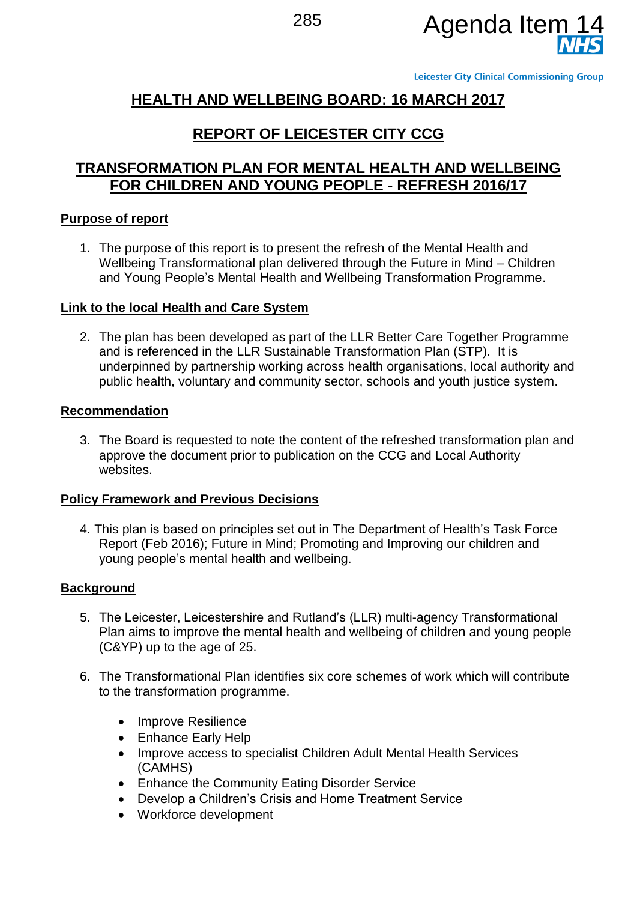Agenda Item 14

Leicester City Clinical Commissioning Group

# HEALTH AND WELLBEING BOARD: 16 MARCH 2017

## REPORT OF LEICESTER CITY CCG

## TRANSFORMATION PLAN FOR MENTAL HEALTH AND WELLBEING FOR CHILDREN AND YOUNG PEOPLE - REFRESH 2016/17

### Purpose of report

1. The purpose of this report is to present the refresh of the Mental Health and Wellbeing Transformational plan delivered through the Future in Mind – Children and Young People's Mental Health and Wellbeing Transformation Programme.

### Link to the local Health and Care System

2. The plan has been developed as part of the LLR Better Care Together Programme and is referenced in the LLR Sustainable Transformation Plan (STP). It is underpinned by partnership working across health organisations, local authority and public health, voluntary and community sector, schools and youth justice system.

### Recommendation

3. The Board is requested to note the content of the refreshed transformation plan and approve the document prior to publication on the CCG and Local Authority websites.

### Policy Framework and Previous Decisions

4. This plan is based on principles set out in The Department of Health's Task Force Report (Feb 2016); Future in Mind; Promoting and Improving our children and young people's mental health and wellbeing.

### Background

5. The Leicester, Leicestershire and Rutland's (LLR) multi-agency Transformational Plan aims to improve the mental health and wellbeing of children and young people (C&YP) up to the age of 25.

6. The Transformational Plan identifies six core schemes of work which will contribute to the transformation programme.

   - Improve Resilience
   - Enhance Early Help
   - Improve access to specialist Children Adult Mental Health Services (CAMHS)
   - Enhance the Community Eating Disorder Service
   - Develop a Children's Crisis and Home Treatment Service
   - Workforce development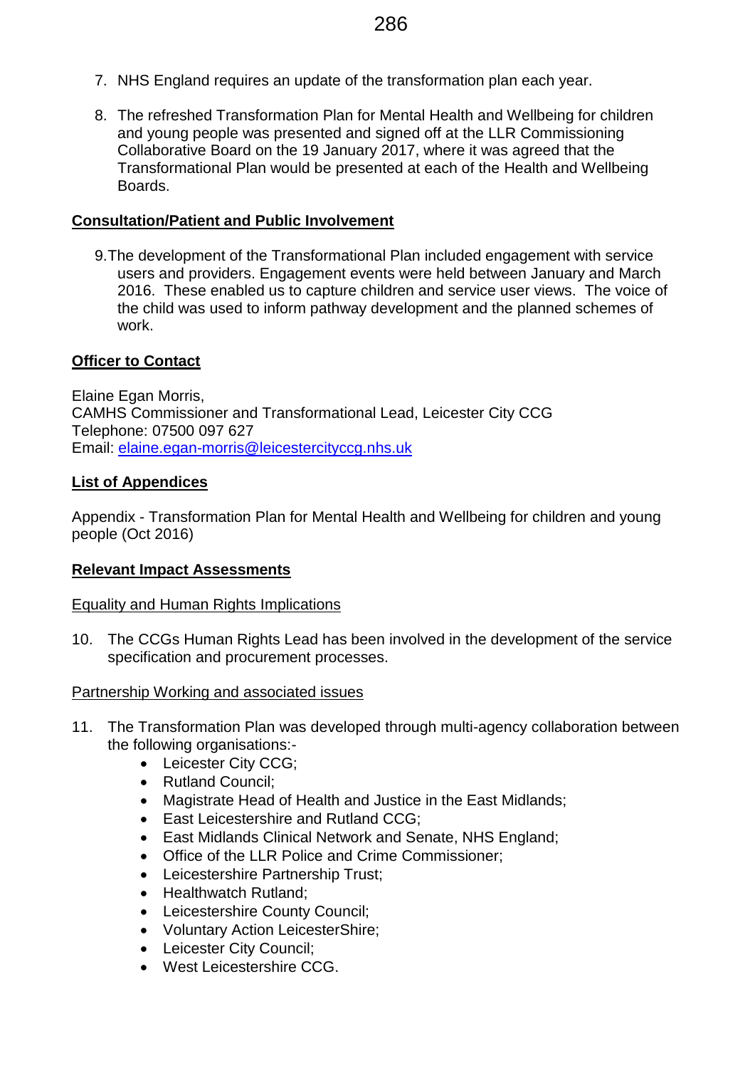7. NHS England requires an update of the transformation plan each year.

8. The refreshed Transformation Plan for Mental Health and Wellbeing for children and young people was presented and signed off at the LLR Commissioning Collaborative Board on the 19 January 2017, where it was agreed that the Transformational Plan would be presented at each of the Health and Wellbeing Boards.

**Consultation/Patient and Public Involvement**

9. The development of the Transformational Plan included engagement with service users and providers. Engagement events were held between January and March 2016. These enabled us to capture children and service user views. The voice of the child was used to inform pathway development and the planned schemes of work.

**Officer to Contact**

Elaine Egan Morris,
CAMHS Commissioner and Transformational Lead, Leicester City CCG
Telephone: 07500 097 627
Email: elaine.egan-morris@leicestercityccg.nhs.uk

**List of Appendices**

Appendix - Transformation Plan for Mental Health and Wellbeing for children and young people (Oct 2016)

**Relevant Impact Assessments**

Equality and Human Rights Implications

10. The CCGs Human Rights Lead has been involved in the development of the service specification and procurement processes.

Partnership Working and associated issues

11. The Transformation Plan was developed through multi-agency collaboration between the following organisations:-
    - Leicester City CCG;
    - Rutland Council;
    - Magistrate Head of Health and Justice in the East Midlands;
    - East Leicestershire and Rutland CCG;
    - East Midlands Clinical Network and Senate, NHS England;
    - Office of the LLR Police and Crime Commissioner;
    - Leicestershire Partnership Trust;
    - Healthwatch Rutland;
    - Leicestershire County Council;
    - Voluntary Action LeicesterShire;
    - Leicester City Council;
    - West Leicestershire CCG.